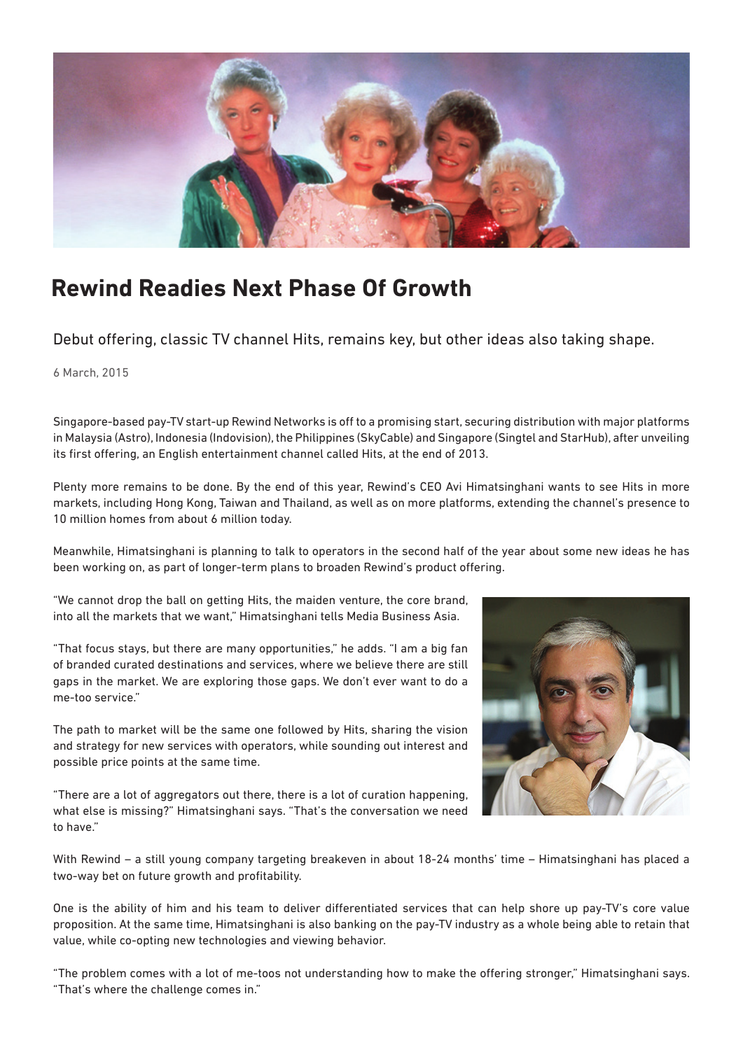# Rewind Readies Next Phase Of Growth

Debut offering, classic TV channel Hits, remains key, but other ideas also taking shape.

6 March, 2015

Singapore-based pay-TV start-up Rewind Networks is off to a promising start, securing distribution with major platforms in Malaysia (Astro), Indonesia (Indovision), the Philippines (SkyCable) and Singapore (Singtel and StarHub), after unveiling its first offering, an English entertainment channel called Hits, at the end of 2013.

Plenty more remains to be done. By the end of this year, Rewind's CEO Avi Himatsinghani wants to see Hits in more markets, including Hong Kong, Taiwan and Thailand, as well as on more platforms, extending the channel's presence to 10 million homes from about 6 million today.

Meanwhile, Himatsinghani is planning to talk to operators in the second half of the year about some new ideas he has been working on, as part of longer-term plans to broaden Rewind's product offering.

"We cannot drop the ball on getting Hits, the maiden venture, the core brand, into all the markets that we want," Himatsinghani tells Media Business Asia.

"That focus stays, but there are many opportunities," he adds. "I am a big fan of branded curated destinations and services, where we believe there are still gaps in the market. We are exploring those gaps. We don't ever want to do a me-too service."

The path to market will be the same one followed by Hits, sharing the vision and strategy for new services with operators, while sounding out interest and possible price points at the same time.

"There are a lot of aggregators out there, there is a lot of curation happening, what else is missing?" Himatsinghani says. "That's the conversation we need to have."

With Rewind – a still young company targeting breakeven in about 18-24 months' time – Himatsinghani has placed a two-way bet on future growth and profitability.

One is the ability of him and his team to deliver differentiated services that can help shore up pay-TV's core value proposition. At the same time, Himatsinghani is also banking on the pay-TV industry as a whole being able to retain that value, while co-opting new technologies and viewing behavior.

"The problem comes with a lot of me-toos not understanding how to make the offering stronger," Himatsinghani says. "That's where the challenge comes in."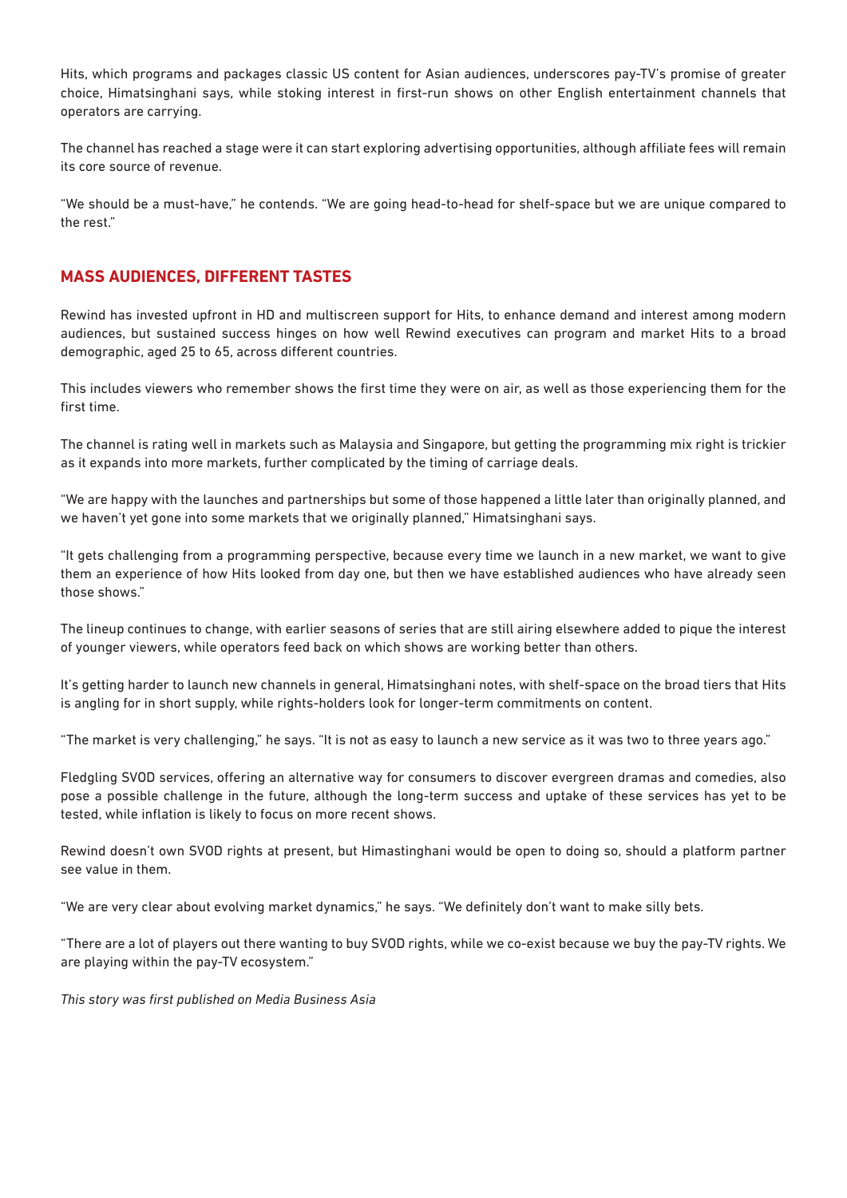Hits, which programs and packages classic US content for Asian audiences, underscores pay-TV's promise of greater choice, Himatsinghani says, while stoking interest in first-run shows on other English entertainment channels that operators are carrying.

The channel has reached a stage were it can start exploring advertising opportunities, although affiliate fees will remain its core source of revenue.

"We should be a must-have," he contends. "We are going head-to-head for shelf-space but we are unique compared to the rest."

## MASS AUDIENCES, DIFFERENT TASTES

Rewind has invested upfront in HD and multiscreen support for Hits, to enhance demand and interest among modern audiences, but sustained success hinges on how well Rewind executives can program and market Hits to a broad demographic, aged 25 to 65, across different countries.

This includes viewers who remember shows the first time they were on air, as well as those experiencing them for the first time.

The channel is rating well in markets such as Malaysia and Singapore, but getting the programming mix right is trickier as it expands into more markets, further complicated by the timing of carriage deals.

"We are happy with the launches and partnerships but some of those happened a little later than originally planned, and we haven't yet gone into some markets that we originally planned," Himatsinghani says.

"It gets challenging from a programming perspective, because every time we launch in a new market, we want to give them an experience of how Hits looked from day one, but then we have established audiences who have already seen those shows."

The lineup continues to change, with earlier seasons of series that are still airing elsewhere added to pique the interest of younger viewers, while operators feed back on which shows are working better than others.

It's getting harder to launch new channels in general, Himatsinghani notes, with shelf-space on the broad tiers that Hits is angling for in short supply, while rights-holders look for longer-term commitments on content.

"The market is very challenging," he says. "It is not as easy to launch a new service as it was two to three years ago."

Fledgling SVOD services, offering an alternative way for consumers to discover evergreen dramas and comedies, also pose a possible challenge in the future, although the long-term success and uptake of these services has yet to be tested, while inflation is likely to focus on more recent shows.

Rewind doesn't own SVOD rights at present, but Himastinghani would be open to doing so, should a platform partner see value in them.

"We are very clear about evolving market dynamics," he says. "We definitely don't want to make silly bets.

"There are a lot of players out there wanting to buy SVOD rights, while we co-exist because we buy the pay-TV rights. We are playing within the pay-TV ecosystem."

*This story was first published on Media Business Asia*